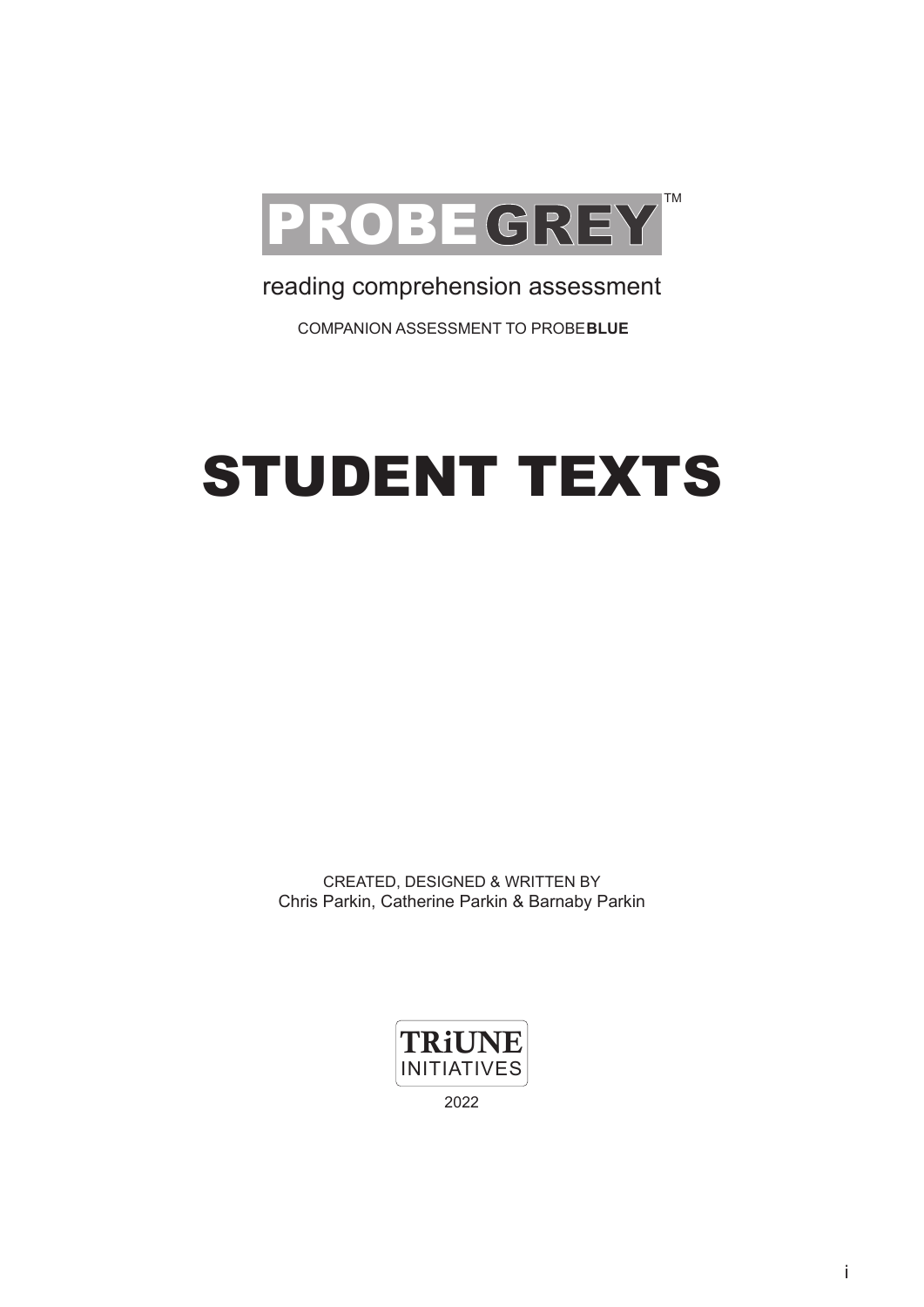# PROBEGREY™

reading comprehension assessment

COMPANION ASSESSMENT TO PROBE**BLUE**

# STUDENT TEXTS

CREATED, DESIGNED & WRITTEN BY
Chris Parkin, Catherine Parkin & Barnaby Parkin

TRiUNE INITIATIVES

2022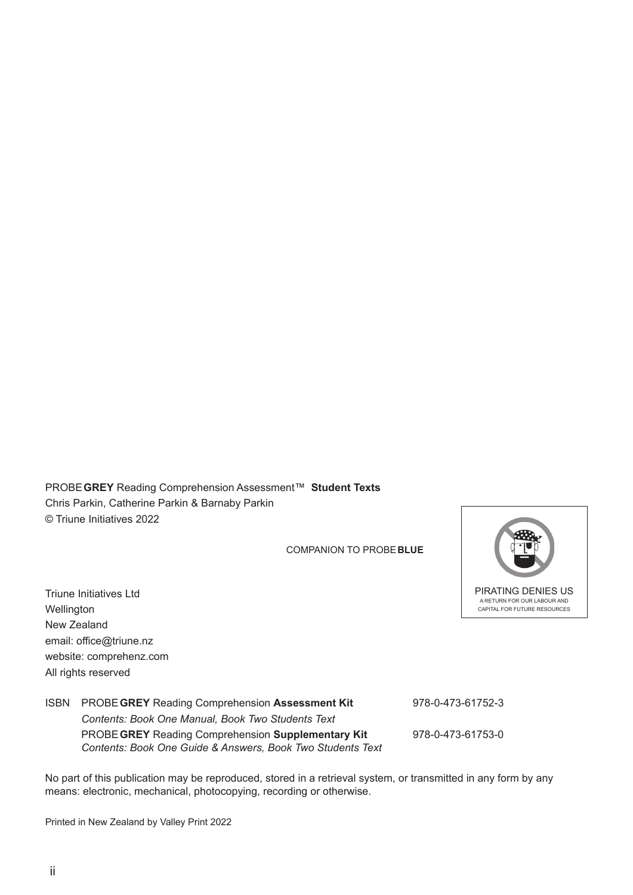PROBE **GREY** Reading Comprehension Assessment™ **Student Texts**
Chris Parkin, Catherine Parkin & Barnaby Parkin
© Triune Initiatives 2022

COMPANION TO PROBE **BLUE**

PIRATING DENIES US
A RETURN FOR OUR LABOUR AND CAPITAL FOR FUTURE RESOURCES

Triune Initiatives Ltd
Wellington
New Zealand
email: office@triune.nz
website: comprehenz.com
All rights reserved

| ISBN | PROBE **GREY** Reading Comprehension **Assessment Kit** | 978-0-473-61752-3 |
| --- | --- | --- |
| | *Contents: Book One Manual, Book Two Students Text* | |
| | PROBE **GREY** Reading Comprehension **Supplementary Kit** | 978-0-473-61753-0 |
| | *Contents: Book One Guide & Answers, Book Two Students Text* | |

No part of this publication may be reproduced, stored in a retrieval system, or transmitted in any form by any means: electronic, mechanical, photocopying, recording or otherwise.

Printed in New Zealand by Valley Print 2022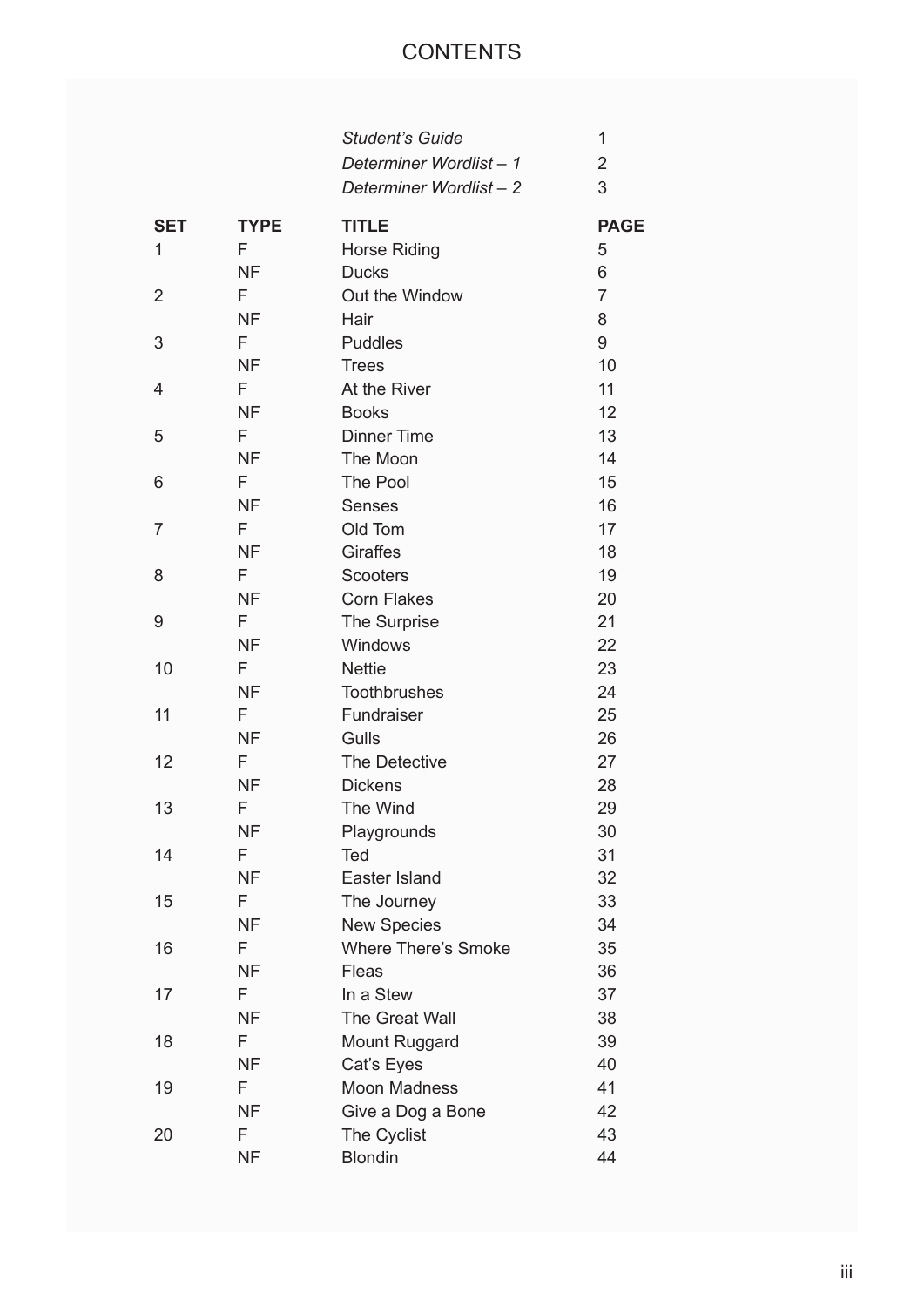# CONTENTS

| | | | |
|---|---|---|---|
| | | *Student's Guide* | 1 |
| | | *Determiner Wordlist – 1* | 2 |
| | | *Determiner Wordlist – 2* | 3 |

| **SET** | **TYPE** | **TITLE** | **PAGE** |
|---|---|---|---|
| 1 | F | Horse Riding | 5 |
| | NF | Ducks | 6 |
| 2 | F | Out the Window | 7 |
| | NF | Hair | 8 |
| 3 | F | Puddles | 9 |
| | NF | Trees | 10 |
| 4 | F | At the River | 11 |
| | NF | Books | 12 |
| 5 | F | Dinner Time | 13 |
| | NF | The Moon | 14 |
| 6 | F | The Pool | 15 |
| | NF | Senses | 16 |
| 7 | F | Old Tom | 17 |
| | NF | Giraffes | 18 |
| 8 | F | Scooters | 19 |
| | NF | Corn Flakes | 20 |
| 9 | F | The Surprise | 21 |
| | NF | Windows | 22 |
| 10 | F | Nettie | 23 |
| | NF | Toothbrushes | 24 |
| 11 | F | Fundraiser | 25 |
| | NF | Gulls | 26 |
| 12 | F | The Detective | 27 |
| | NF | Dickens | 28 |
| 13 | F | The Wind | 29 |
| | NF | Playgrounds | 30 |
| 14 | F | Ted | 31 |
| | NF | Easter Island | 32 |
| 15 | F | The Journey | 33 |
| | NF | New Species | 34 |
| 16 | F | Where There's Smoke | 35 |
| | NF | Fleas | 36 |
| 17 | F | In a Stew | 37 |
| | NF | The Great Wall | 38 |
| 18 | F | Mount Ruggard | 39 |
| | NF | Cat's Eyes | 40 |
| 19 | F | Moon Madness | 41 |
| | NF | Give a Dog a Bone | 42 |
| 20 | F | The Cyclist | 43 |
| | NF | Blondin | 44 |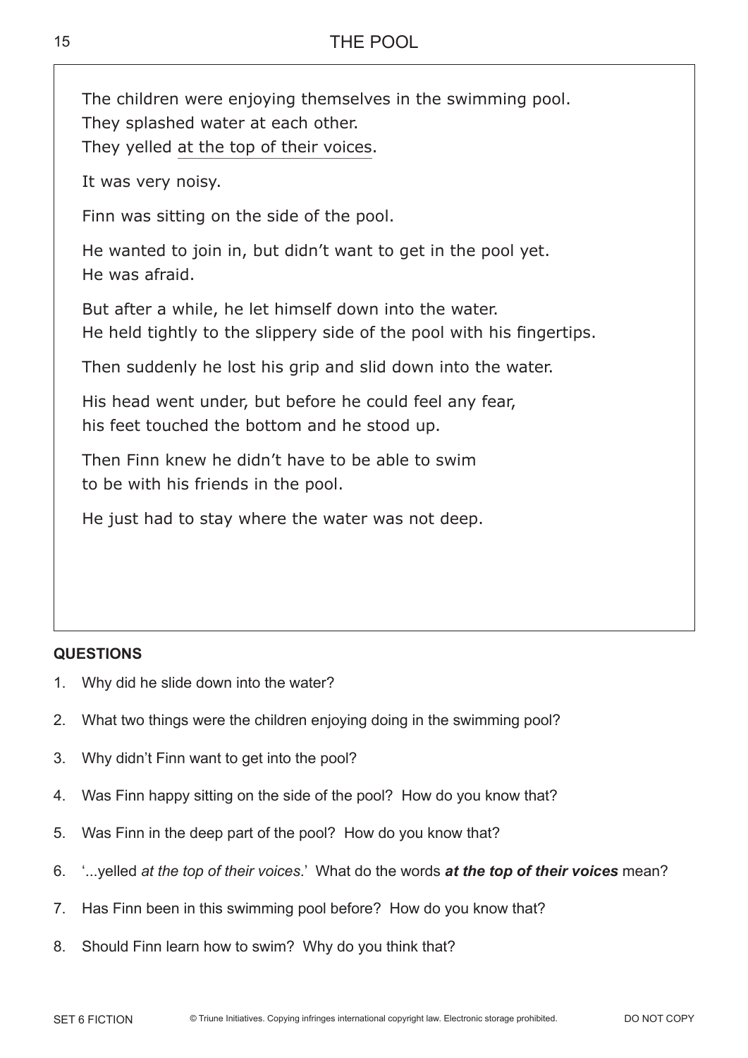# THE POOL

The children were enjoying themselves in the swimming pool.
They splashed water at each other.
They yelled <u>at the top of their voices</u>.

It was very noisy.

Finn was sitting on the side of the pool.

He wanted to join in, but didn't want to get in the pool yet.
He was afraid.

But after a while, he let himself down into the water.
He held tightly to the slippery side of the pool with his fingertips.

Then suddenly he lost his grip and slid down into the water.

His head went under, but before he could feel any fear,
his feet touched the bottom and he stood up.

Then Finn knew he didn't have to be able to swim
to be with his friends in the pool.

He just had to stay where the water was not deep.

**QUESTIONS**

1. Why did he slide down into the water?
2. What two things were the children enjoying doing in the swimming pool?
3. Why didn't Finn want to get into the pool?
4. Was Finn happy sitting on the side of the pool? How do you know that?
5. Was Finn in the deep part of the pool? How do you know that?
6. '...yelled *at the top of their voices*.' What do the words ***at the top of their voices*** mean?
7. Has Finn been in this swimming pool before? How do you know that?
8. Should Finn learn how to swim? Why do you think that?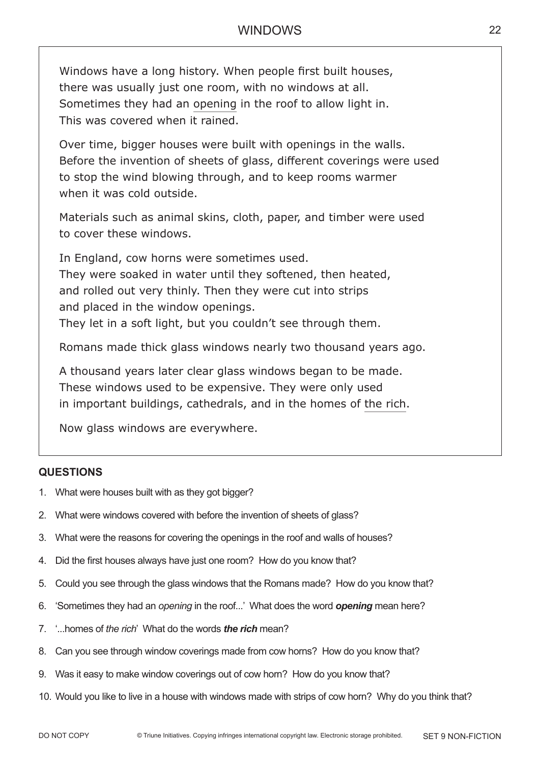# WINDOWS

Windows have a long history. When people first built houses, there was usually just one room, with no windows at all. Sometimes they had an opening in the roof to allow light in. This was covered when it rained.

Over time, bigger houses were built with openings in the walls. Before the invention of sheets of glass, different coverings were used to stop the wind blowing through, and to keep rooms warmer when it was cold outside.

Materials such as animal skins, cloth, paper, and timber were used to cover these windows.

In England, cow horns were sometimes used.
They were soaked in water until they softened, then heated, and rolled out very thinly. Then they were cut into strips and placed in the window openings.
They let in a soft light, but you couldn't see through them.

Romans made thick glass windows nearly two thousand years ago.

A thousand years later clear glass windows began to be made. These windows used to be expensive. They were only used in important buildings, cathedrals, and in the homes of the rich.

Now glass windows are everywhere.

## QUESTIONS

1. What were houses built with as they got bigger?
2. What were windows covered with before the invention of sheets of glass?
3. What were the reasons for covering the openings in the roof and walls of houses?
4. Did the first houses always have just one room? How do you know that?
5. Could you see through the glass windows that the Romans made? How do you know that?
6. 'Sometimes they had an *opening* in the roof...' What does the word ***opening*** mean here?
7. '...homes of *the rich*' What do the words ***the rich*** mean?
8. Can you see through window coverings made from cow horns? How do you know that?
9. Was it easy to make window coverings out of cow horn? How do you know that?
10. Would you like to live in a house with windows made with strips of cow horn? Why do you think that?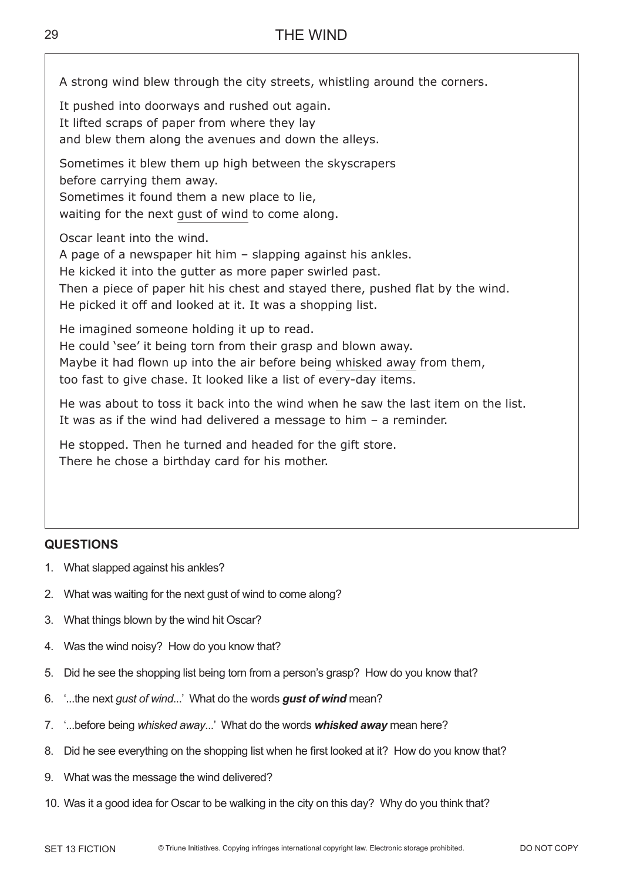# THE WIND

A strong wind blew through the city streets, whistling around the corners.

It pushed into doorways and rushed out again.
It lifted scraps of paper from where they lay
and blew them along the avenues and down the alleys.

Sometimes it blew them up high between the skyscrapers
before carrying them away.
Sometimes it found them a new place to lie,
waiting for the next gust of wind to come along.

Oscar leant into the wind.
A page of a newspaper hit him – slapping against his ankles.
He kicked it into the gutter as more paper swirled past.
Then a piece of paper hit his chest and stayed there, pushed flat by the wind.
He picked it off and looked at it. It was a shopping list.

He imagined someone holding it up to read.
He could 'see' it being torn from their grasp and blown away.
Maybe it had flown up into the air before being whisked away from them,
too fast to give chase. It looked like a list of every-day items.

He was about to toss it back into the wind when he saw the last item on the list.
It was as if the wind had delivered a message to him – a reminder.

He stopped. Then he turned and headed for the gift store.
There he chose a birthday card for his mother.

## QUESTIONS

1. What slapped against his ankles?
2. What was waiting for the next gust of wind to come along?
3. What things blown by the wind hit Oscar?
4. Was the wind noisy? How do you know that?
5. Did he see the shopping list being torn from a person's grasp? How do you know that?
6. '...the next *gust of wind*...' What do the words ***gust of wind*** mean?
7. '...before being *whisked away*...' What do the words ***whisked away*** mean here?
8. Did he see everything on the shopping list when he first looked at it? How do you know that?
9. What was the message the wind delivered?
10. Was it a good idea for Oscar to be walking in the city on this day? Why do you think that?

SET 13 FICTION © Triune Initiatives. Copying infringes international copyright law. Electronic storage prohibited. DO NOT COPY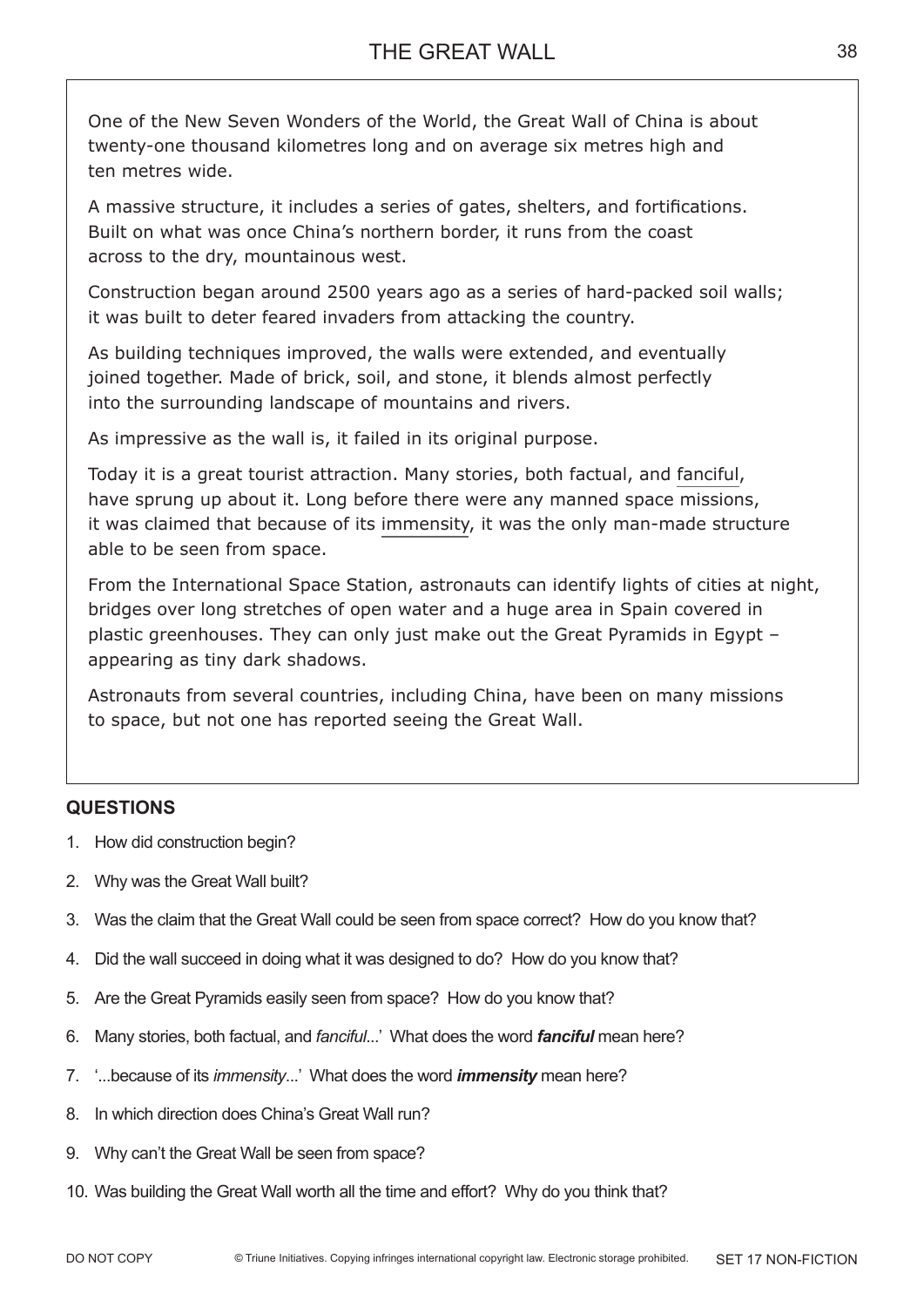# THE GREAT WALL

One of the New Seven Wonders of the World, the Great Wall of China is about twenty-one thousand kilometres long and on average six metres high and ten metres wide.

A massive structure, it includes a series of gates, shelters, and fortifications. Built on what was once China's northern border, it runs from the coast across to the dry, mountainous west.

Construction began around 2500 years ago as a series of hard-packed soil walls; it was built to deter feared invaders from attacking the country.

As building techniques improved, the walls were extended, and eventually joined together. Made of brick, soil, and stone, it blends almost perfectly into the surrounding landscape of mountains and rivers.

As impressive as the wall is, it failed in its original purpose.

Today it is a great tourist attraction. Many stories, both factual, and fanciful, have sprung up about it. Long before there were any manned space missions, it was claimed that because of its immensity, it was the only man-made structure able to be seen from space.

From the International Space Station, astronauts can identify lights of cities at night, bridges over long stretches of open water and a huge area in Spain covered in plastic greenhouses. They can only just make out the Great Pyramids in Egypt – appearing as tiny dark shadows.

Astronauts from several countries, including China, have been on many missions to space, but not one has reported seeing the Great Wall.

## QUESTIONS

1. How did construction begin?
2. Why was the Great Wall built?
3. Was the claim that the Great Wall could be seen from space correct? How do you know that?
4. Did the wall succeed in doing what it was designed to do? How do you know that?
5. Are the Great Pyramids easily seen from space? How do you know that?
6. Many stories, both factual, and *fanciful*...' What does the word ***fanciful*** mean here?
7. '...because of its *immensity*...' What does the word ***immensity*** mean here?
8. In which direction does China's Great Wall run?
9. Why can't the Great Wall be seen from space?
10. Was building the Great Wall worth all the time and effort? Why do you think that?

DO NOT COPY © Triune Initiatives. Copying infringes international copyright law. Electronic storage prohibited. SET 17 NON-FICTION